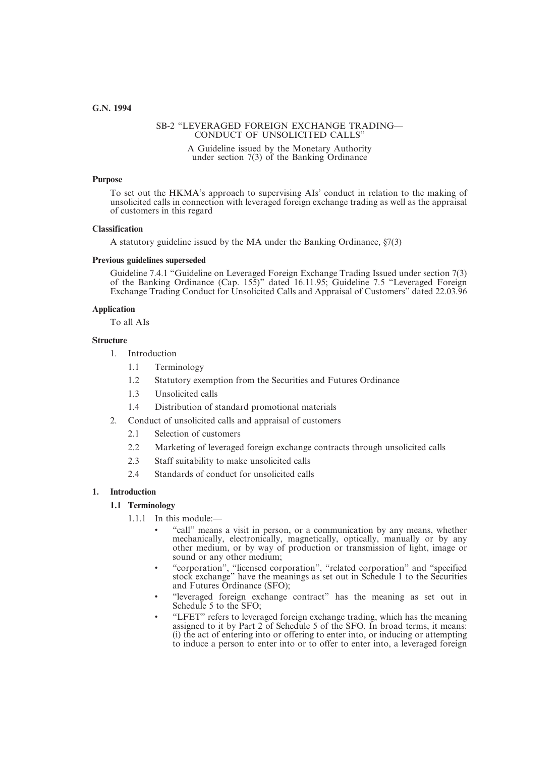**G.N. 1994**

SB-2 "LEVERAGED FOREIGN EXCHANGE TRADING—CONDUCT OF UNSOLICITED CALLS"

A Guideline issued by the Monetary Authority under section 7(3) of the Banking Ordinance

**Purpose**

To set out the HKMA's approach to supervising AIs' conduct in relation to the making of unsolicited calls in connection with leveraged foreign exchange trading as well as the appraisal of customers in this regard

**Classification**

A statutory guideline issued by the MA under the Banking Ordinance, §7(3)

**Previous guidelines superseded**

Guideline 7.4.1 "Guideline on Leveraged Foreign Exchange Trading Issued under section 7(3) of the Banking Ordinance (Cap. 155)" dated 16.11.95; Guideline 7.5 "Leveraged Foreign Exchange Trading Conduct for Unsolicited Calls and Appraisal of Customers" dated 22.03.96

**Application**

To all AIs

**Structure**

1. Introduction
   - 1.1 Terminology
   - 1.2 Statutory exemption from the Securities and Futures Ordinance
   - 1.3 Unsolicited calls
   - 1.4 Distribution of standard promotional materials
2. Conduct of unsolicited calls and appraisal of customers
   - 2.1 Selection of customers
   - 2.2 Marketing of leveraged foreign exchange contracts through unsolicited calls
   - 2.3 Staff suitability to make unsolicited calls
   - 2.4 Standards of conduct for unsolicited calls

## 1. Introduction

### 1.1 Terminology

1.1.1 In this module:—

- "call" means a visit in person, or a communication by any means, whether mechanically, electronically, magnetically, optically, manually or by any other medium, or by way of production or transmission of light, image or sound or any other medium;
- "corporation", "licensed corporation", "related corporation" and "specified stock exchange" have the meanings as set out in Schedule 1 to the Securities and Futures Ordinance (SFO);
- "leveraged foreign exchange contract" has the meaning as set out in Schedule 5 to the SFO;
- "LFET" refers to leveraged foreign exchange trading, which has the meaning assigned to it by Part 2 of Schedule 5 of the SFO. In broad terms, it means: (i) the act of entering into or offering to enter into, or inducing or attempting to induce a person to enter into or to offer to enter into, a leveraged foreign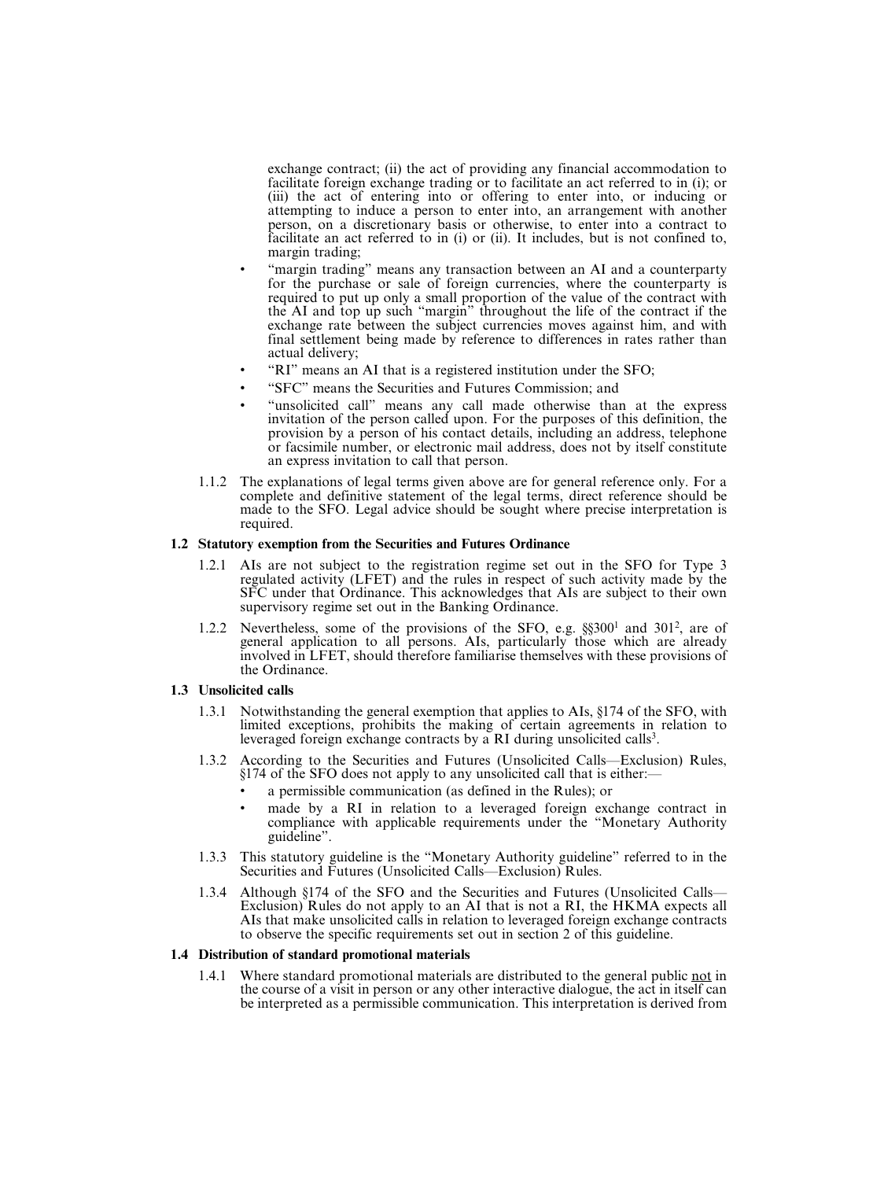exchange contract; (ii) the act of providing any financial accommodation to facilitate foreign exchange trading or to facilitate an act referred to in (i); or (iii) the act of entering into or offering to enter into, or inducing or attempting to induce a person to enter into, an arrangement with another person, on a discretionary basis or otherwise, to enter into a contract to facilitate an act referred to in (i) or (ii). It includes, but is not confined to, margin trading;

- "margin trading" means any transaction between an AI and a counterparty for the purchase or sale of foreign currencies, where the counterparty is required to put up only a small proportion of the value of the contract with the AI and top up such "margin" throughout the life of the contract if the exchange rate between the subject currencies moves against him, and with final settlement being made by reference to differences in rates rather than actual delivery;
- "RI" means an AI that is a registered institution under the SFO;
- "SFC" means the Securities and Futures Commission; and
- "unsolicited call" means any call made otherwise than at the express invitation of the person called upon. For the purposes of this definition, the provision by a person of his contact details, including an address, telephone or facsimile number, or electronic mail address, does not by itself constitute an express invitation to call that person.

1.1.2 The explanations of legal terms given above are for general reference only. For a complete and definitive statement of the legal terms, direct reference should be made to the SFO. Legal advice should be sought where precise interpretation is required.

**1.2 Statutory exemption from the Securities and Futures Ordinance**

1.2.1 AIs are not subject to the registration regime set out in the SFO for Type 3 regulated activity (LFET) and the rules in respect of such activity made by the SFC under that Ordinance. This acknowledges that AIs are subject to their own supervisory regime set out in the Banking Ordinance.

1.2.2 Nevertheless, some of the provisions of the SFO, e.g. §§300[1] and 301[2], are of general application to all persons. AIs, particularly those which are already involved in LFET, should therefore familiarise themselves with these provisions of the Ordinance.

**1.3 Unsolicited calls**

1.3.1 Notwithstanding the general exemption that applies to AIs, §174 of the SFO, with limited exceptions, prohibits the making of certain agreements in relation to leveraged foreign exchange contracts by a RI during unsolicited calls[3].

1.3.2 According to the Securities and Futures (Unsolicited Calls—Exclusion) Rules, §174 of the SFO does not apply to any unsolicited call that is either:—

- a permissible communication (as defined in the Rules); or
- made by a RI in relation to a leveraged foreign exchange contract in compliance with applicable requirements under the "Monetary Authority guideline".

1.3.3 This statutory guideline is the "Monetary Authority guideline" referred to in the Securities and Futures (Unsolicited Calls—Exclusion) Rules.

1.3.4 Although §174 of the SFO and the Securities and Futures (Unsolicited Calls—Exclusion) Rules do not apply to an AI that is not a RI, the HKMA expects all AIs that make unsolicited calls in relation to leveraged foreign exchange contracts to observe the specific requirements set out in section 2 of this guideline.

**1.4 Distribution of standard promotional materials**

1.4.1 Where standard promotional materials are distributed to the general public not in the course of a visit in person or any other interactive dialogue, the act in itself can be interpreted as a permissible communication. This interpretation is derived from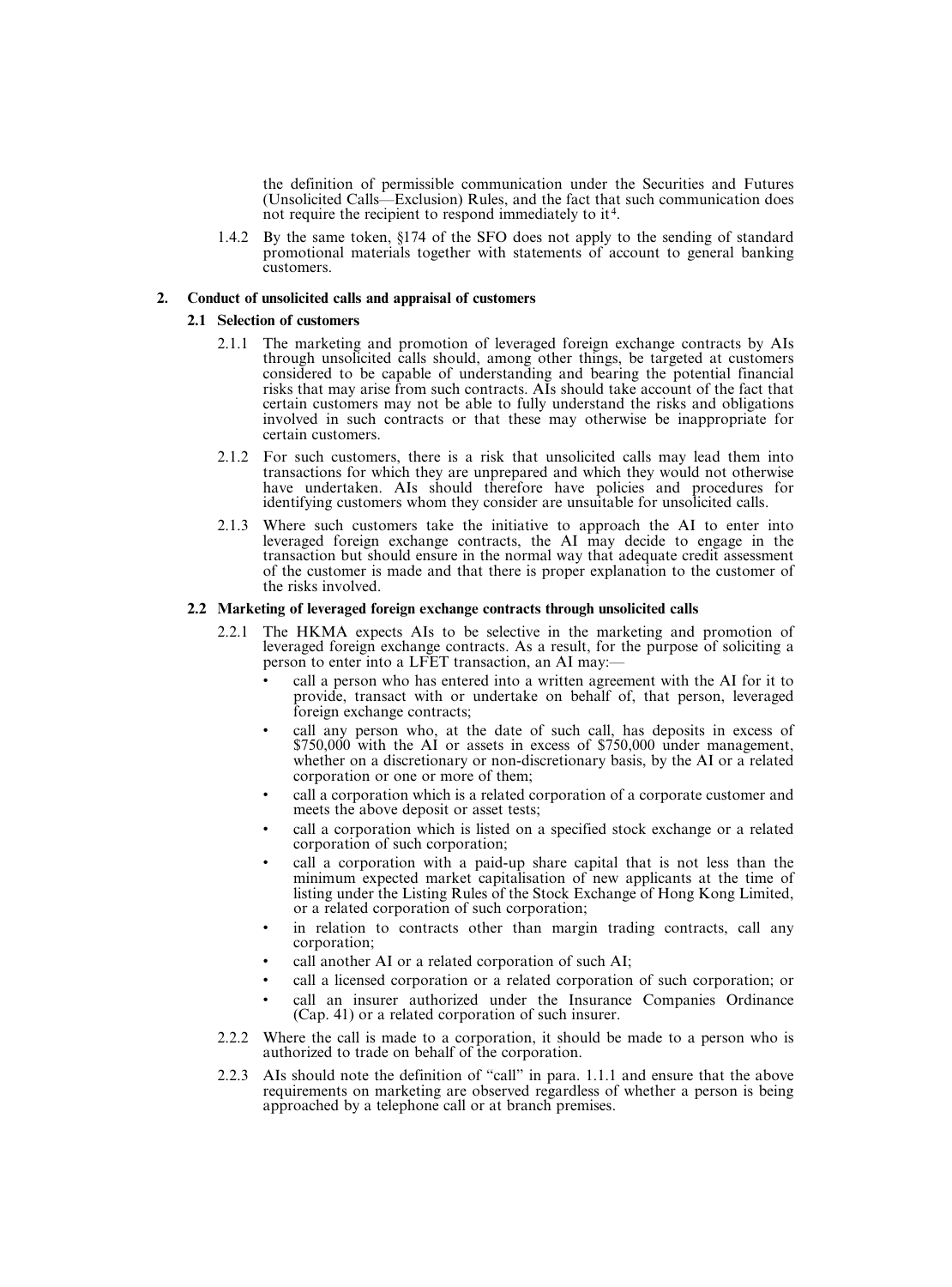the definition of permissible communication under the Securities and Futures (Unsolicited Calls—Exclusion) Rules, and the fact that such communication does not require the recipient to respond immediately to it[4].

1.4.2 By the same token, §174 of the SFO does not apply to the sending of standard promotional materials together with statements of account to general banking customers.

## 2. Conduct of unsolicited calls and appraisal of customers

### 2.1 Selection of customers

2.1.1 The marketing and promotion of leveraged foreign exchange contracts by AIs through unsolicited calls should, among other things, be targeted at customers considered to be capable of understanding and bearing the potential financial risks that may arise from such contracts. AIs should take account of the fact that certain customers may not be able to fully understand the risks and obligations involved in such contracts or that these may otherwise be inappropriate for certain customers.

2.1.2 For such customers, there is a risk that unsolicited calls may lead them into transactions for which they are unprepared and which they would not otherwise have undertaken. AIs should therefore have policies and procedures for identifying customers whom they consider are unsuitable for unsolicited calls.

2.1.3 Where such customers take the initiative to approach the AI to enter into leveraged foreign exchange contracts, the AI may decide to engage in the transaction but should ensure in the normal way that adequate credit assessment of the customer is made and that there is proper explanation to the customer of the risks involved.

### 2.2 Marketing of leveraged foreign exchange contracts through unsolicited calls

2.2.1 The HKMA expects AIs to be selective in the marketing and promotion of leveraged foreign exchange contracts. As a result, for the purpose of soliciting a person to enter into a LFET transaction, an AI may:—

- call a person who has entered into a written agreement with the AI for it to provide, transact with or undertake on behalf of, that person, leveraged foreign exchange contracts;
- call any person who, at the date of such call, has deposits in excess of $750,000 with the AI or assets in excess of $750,000 under management, whether on a discretionary or non-discretionary basis, by the AI or a related corporation or one or more of them;
- call a corporation which is a related corporation of a corporate customer and meets the above deposit or asset tests;
- call a corporation which is listed on a specified stock exchange or a related corporation of such corporation;
- call a corporation with a paid-up share capital that is not less than the minimum expected market capitalisation of new applicants at the time of listing under the Listing Rules of the Stock Exchange of Hong Kong Limited, or a related corporation of such corporation;
- in relation to contracts other than margin trading contracts, call any corporation;
- call another AI or a related corporation of such AI;
- call a licensed corporation or a related corporation of such corporation; or
- call an insurer authorized under the Insurance Companies Ordinance (Cap. 41) or a related corporation of such insurer.

2.2.2 Where the call is made to a corporation, it should be made to a person who is authorized to trade on behalf of the corporation.

2.2.3 AIs should note the definition of "call" in para. 1.1.1 and ensure that the above requirements on marketing are observed regardless of whether a person is being approached by a telephone call or at branch premises.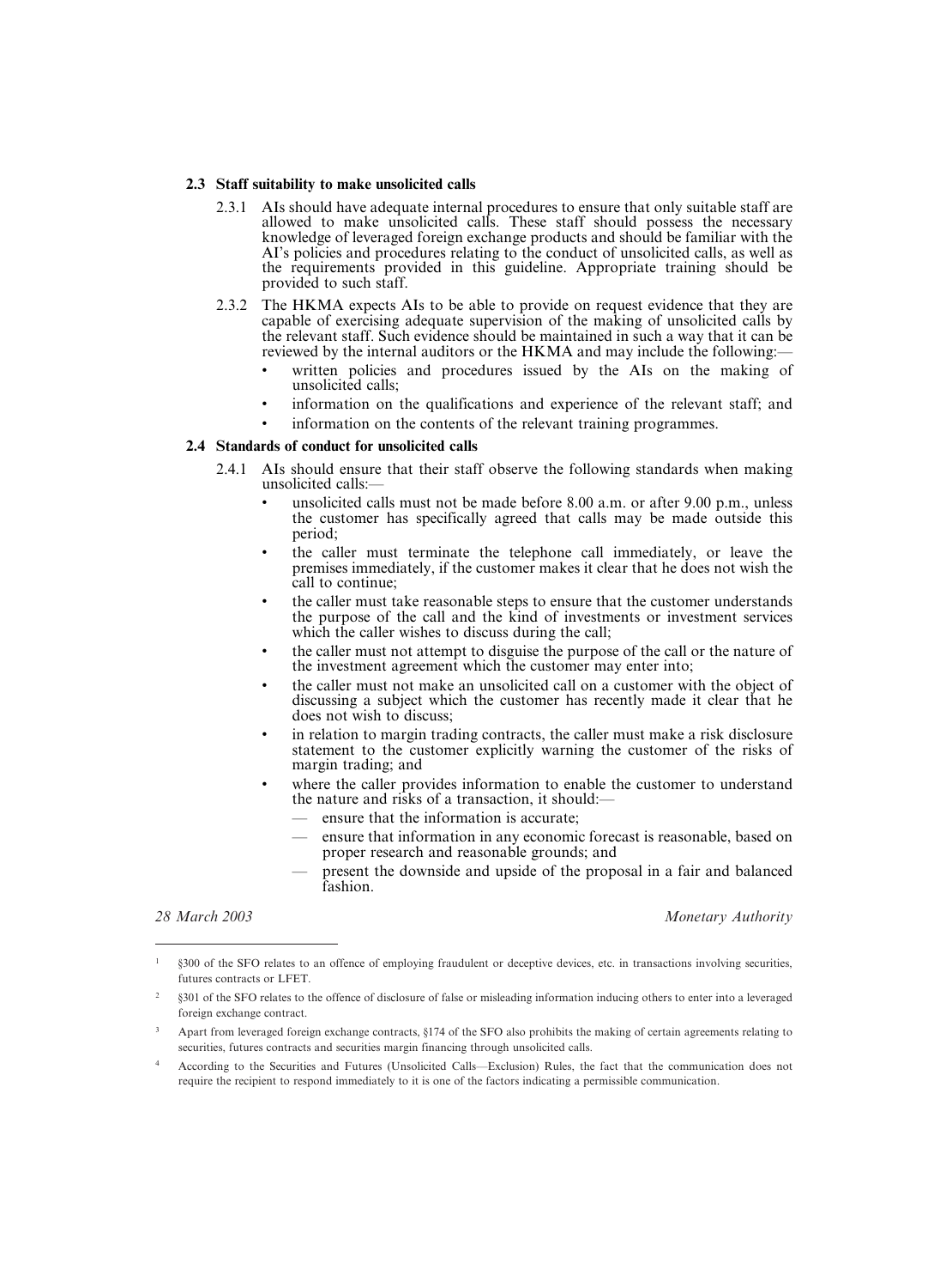### 2.3 Staff suitability to make unsolicited calls

2.3.1 AIs should have adequate internal procedures to ensure that only suitable staff are allowed to make unsolicited calls. These staff should possess the necessary knowledge of leveraged foreign exchange products and should be familiar with the AI's policies and procedures relating to the conduct of unsolicited calls, as well as the requirements provided in this guideline. Appropriate training should be provided to such staff.

2.3.2 The HKMA expects AIs to be able to provide on request evidence that they are capable of exercising adequate supervision of the making of unsolicited calls by the relevant staff. Such evidence should be maintained in such a way that it can be reviewed by the internal auditors or the HKMA and may include the following:—

- written policies and procedures issued by the AIs on the making of unsolicited calls;
- information on the qualifications and experience of the relevant staff; and
- information on the contents of the relevant training programmes.

### 2.4 Standards of conduct for unsolicited calls

2.4.1 AIs should ensure that their staff observe the following standards when making unsolicited calls:—

- unsolicited calls must not be made before 8.00 a.m. or after 9.00 p.m., unless the customer has specifically agreed that calls may be made outside this period;
- the caller must terminate the telephone call immediately, or leave the premises immediately, if the customer makes it clear that he does not wish the call to continue;
- the caller must take reasonable steps to ensure that the customer understands the purpose of the call and the kind of investments or investment services which the caller wishes to discuss during the call;
- the caller must not attempt to disguise the purpose of the call or the nature of the investment agreement which the customer may enter into;
- the caller must not make an unsolicited call on a customer with the object of discussing a subject which the customer has recently made it clear that he does not wish to discuss;
- in relation to margin trading contracts, the caller must make a risk disclosure statement to the customer explicitly warning the customer of the risks of margin trading; and
- where the caller provides information to enable the customer to understand the nature and risks of a transaction, it should:—
  - ensure that the information is accurate;
  - ensure that information in any economic forecast is reasonable, based on proper research and reasonable grounds; and
  - present the downside and upside of the proposal in a fair and balanced fashion.

*28 March 2003* *Monetary Authority*

---

[1] §300 of the SFO relates to an offence of employing fraudulent or deceptive devices, etc. in transactions involving securities, futures contracts or LFET.

[2] §301 of the SFO relates to the offence of disclosure of false or misleading information inducing others to enter into a leveraged foreign exchange contract.

[3] Apart from leveraged foreign exchange contracts, §174 of the SFO also prohibits the making of certain agreements relating to securities, futures contracts and securities margin financing through unsolicited calls.

[4] According to the Securities and Futures (Unsolicited Calls—Exclusion) Rules, the fact that the communication does not require the recipient to respond immediately to it is one of the factors indicating a permissible communication.